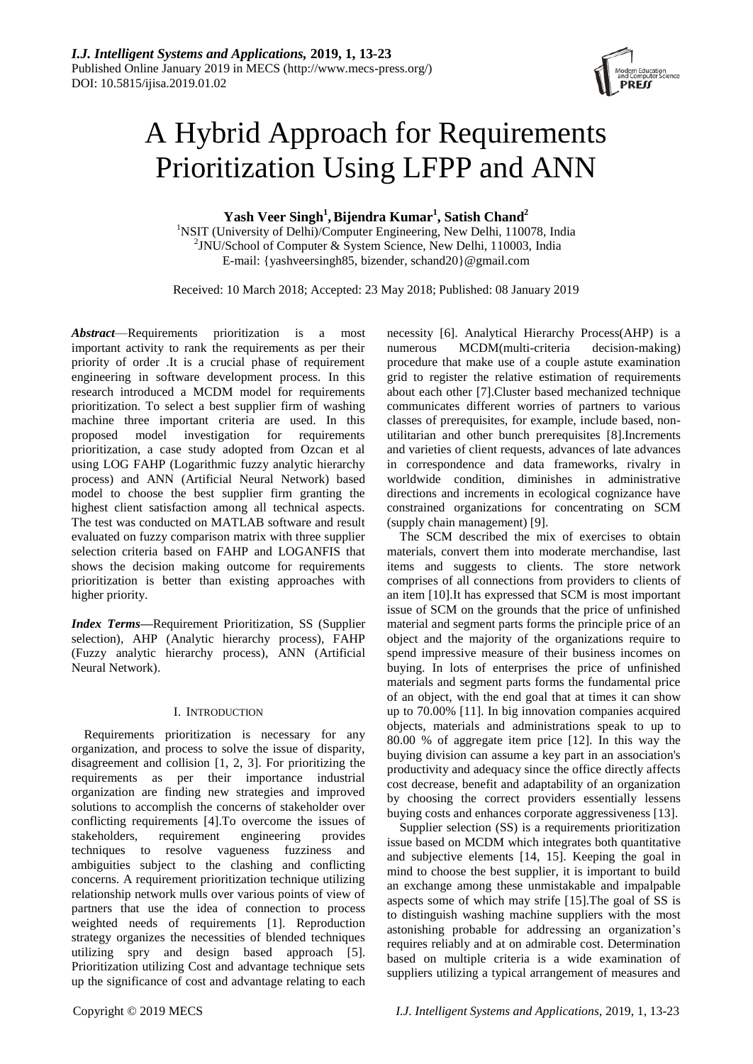# A Hybrid Approach for Requirements Prioritization Using LFPP and ANN

**Yash Veer Singh[1], Bijendra Kumar[1], Satish Chand[2]**

[1]NSIT (University of Delhi)/Computer Engineering, New Delhi, 110078, India
[2]JNU/School of Computer & System Science, New Delhi, 110003, India
E-mail: {yashveersingh85, bizender, schand20}@gmail.com

Received: 10 March 2018; Accepted: 23 May 2018; Published: 08 January 2019

***Abstract***—Requirements prioritization is a most important activity to rank the requirements as per their priority of order .It is a crucial phase of requirement engineering in software development process. In this research introduced a MCDM model for requirements prioritization. To select a best supplier firm of washing machine three important criteria are used. In this proposed model investigation for requirements prioritization, a case study adopted from Ozcan et al using LOG FAHP (Logarithmic fuzzy analytic hierarchy process) and ANN (Artificial Neural Network) based model to choose the best supplier firm granting the highest client satisfaction among all technical aspects. The test was conducted on MATLAB software and result evaluated on fuzzy comparison matrix with three supplier selection criteria based on FAHP and LOGANFIS that shows the decision making outcome for requirements prioritization is better than existing approaches with higher priority.

***Index Terms***—Requirement Prioritization, SS (Supplier selection), AHP (Analytic hierarchy process), FAHP (Fuzzy analytic hierarchy process), ANN (Artificial Neural Network).

## I. Introduction

Requirements prioritization is necessary for any organization, and process to solve the issue of disparity, disagreement and collision [1, 2, 3]. For prioritizing the requirements as per their importance industrial organization are finding new strategies and improved solutions to accomplish the concerns of stakeholder over conflicting requirements [4].To overcome the issues of stakeholders, requirement engineering provides techniques to resolve vagueness fuzziness and ambiguities subject to the clashing and conflicting concerns. A requirement prioritization technique utilizing relationship network mulls over various points of view of partners that use the idea of connection to process weighted needs of requirements [1]. Reproduction strategy organizes the necessities of blended techniques utilizing spry and design based approach [5]. Prioritization utilizing Cost and advantage technique sets up the significance of cost and advantage relating to each necessity [6]. Analytical Hierarchy Process(AHP) is a numerous MCDM(multi-criteria decision-making) procedure that make use of a couple astute examination grid to register the relative estimation of requirements about each other [7].Cluster based mechanized technique communicates different worries of partners to various classes of prerequisites, for example, include based, non-utilitarian and other bunch prerequisites [8].Increments and varieties of client requests, advances of late advances in correspondence and data frameworks, rivalry in worldwide condition, diminishes in administrative directions and increments in ecological cognizance have constrained organizations for concentrating on SCM (supply chain management) [9].

The SCM described the mix of exercises to obtain materials, convert them into moderate merchandise, last items and suggests to clients. The store network comprises of all connections from providers to clients of an item [10].It has expressed that SCM is most important issue of SCM on the grounds that the price of unfinished material and segment parts forms the principle price of an object and the majority of the organizations require to spend impressive measure of their business incomes on buying. In lots of enterprises the price of unfinished materials and segment parts forms the fundamental price of an object, with the end goal that at times it can show up to 70.00% [11]. In big innovation companies acquired objects, materials and administrations speak to up to 80.00 % of aggregate item price [12]. In this way the buying division can assume a key part in an association's productivity and adequacy since the office directly affects cost decrease, benefit and adaptability of an organization by choosing the correct providers essentially lessens buying costs and enhances corporate aggressiveness [13].

Supplier selection (SS) is a requirements prioritization issue based on MCDM which integrates both quantitative and subjective elements [14, 15]. Keeping the goal in mind to choose the best supplier, it is important to build an exchange among these unmistakable and impalpable aspects some of which may strife [15].The goal of SS is to distinguish washing machine suppliers with the most astonishing probable for addressing an organization's requires reliably and at on admirable cost. Determination based on multiple criteria is a wide examination of suppliers utilizing a typical arrangement of measures and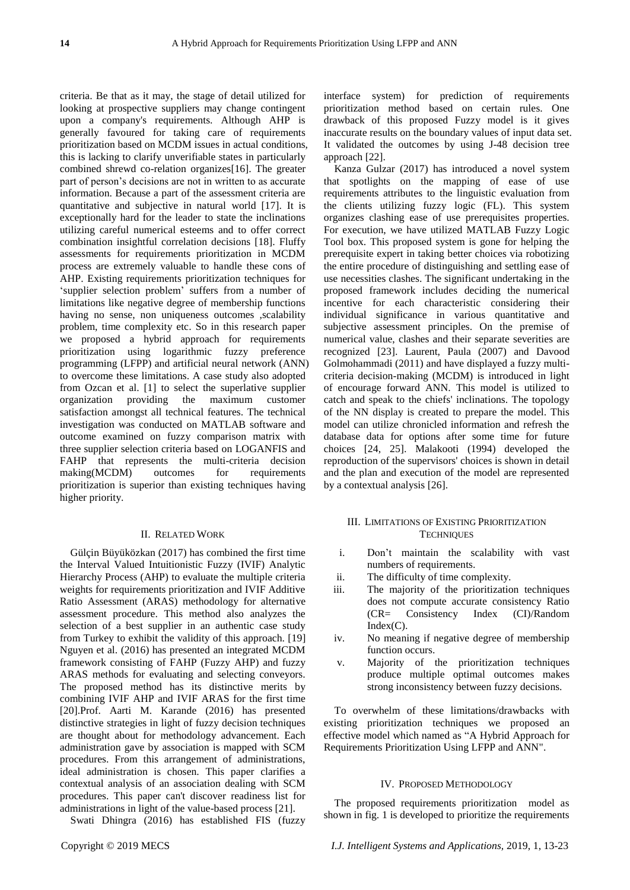criteria. Be that as it may, the stage of detail utilized for looking at prospective suppliers may change contingent upon a company's requirements. Although AHP is generally favoured for taking care of requirements prioritization based on MCDM issues in actual conditions, this is lacking to clarify unverifiable states in particularly combined shrewd co-relation organizes[16]. The greater part of person's decisions are not in written to as accurate information. Because a part of the assessment criteria are quantitative and subjective in natural world [17]. It is exceptionally hard for the leader to state the inclinations utilizing careful numerical esteems and to offer correct combination insightful correlation decisions [18]. Fluffy assessments for requirements prioritization in MCDM process are extremely valuable to handle these cons of AHP. Existing requirements prioritization techniques for 'supplier selection problem' suffers from a number of limitations like negative degree of membership functions having no sense, non uniqueness outcomes ,scalability problem, time complexity etc. So in this research paper we proposed a hybrid approach for requirements prioritization using logarithmic fuzzy preference programming (LFPP) and artificial neural network (ANN) to overcome these limitations. A case study also adopted from Ozcan et al. [1] to select the superlative supplier organization providing the maximum customer satisfaction amongst all technical features. The technical investigation was conducted on MATLAB software and outcome examined on fuzzy comparison matrix with three supplier selection criteria based on LOGANFIS and FAHP that represents the multi-criteria decision making(MCDM) outcomes for requirements prioritization is superior than existing techniques having higher priority.

## II. RELATED WORK

Gülçin Büyüközkan (2017) has combined the first time the Interval Valued Intuitionistic Fuzzy (IVIF) Analytic Hierarchy Process (AHP) to evaluate the multiple criteria weights for requirements prioritization and IVIF Additive Ratio Assessment (ARAS) methodology for alternative assessment procedure. This method also analyzes the selection of a best supplier in an authentic case study from Turkey to exhibit the validity of this approach. [19] Nguyen et al. (2016) has presented an integrated MCDM framework consisting of FAHP (Fuzzy AHP) and fuzzy ARAS methods for evaluating and selecting conveyors. The proposed method has its distinctive merits by combining IVIF AHP and IVIF ARAS for the first time [20].Prof. Aarti M. Karande (2016) has presented distinctive strategies in light of fuzzy decision techniques are thought about for methodology advancement. Each administration gave by association is mapped with SCM procedures. From this arrangement of administrations, ideal administration is chosen. This paper clarifies a contextual analysis of an association dealing with SCM procedures. This paper can't discover readiness list for administrations in light of the value-based process [21].

Swati Dhingra (2016) has established FIS (fuzzy interface system) for prediction of requirements prioritization method based on certain rules. One drawback of this proposed Fuzzy model is it gives inaccurate results on the boundary values of input data set. It validated the outcomes by using J-48 decision tree approach [22].

Kanza Gulzar (2017) has introduced a novel system that spotlights on the mapping of ease of use requirements attributes to the linguistic evaluation from the clients utilizing fuzzy logic (FL). This system organizes clashing ease of use prerequisites properties. For execution, we have utilized MATLAB Fuzzy Logic Tool box. This proposed system is gone for helping the prerequisite expert in taking better choices via robotizing the entire procedure of distinguishing and settling ease of use necessities clashes. The significant undertaking in the proposed framework includes deciding the numerical incentive for each characteristic considering their individual significance in various quantitative and subjective assessment principles. On the premise of numerical value, clashes and their separate severities are recognized [23]. Laurent, Paula (2007) and Davood Golmohammadi (2011) and have displayed a fuzzy multi-criteria decision-making (MCDM) is introduced in light of encourage forward ANN. This model is utilized to catch and speak to the chiefs' inclinations. The topology of the NN display is created to prepare the model. This model can utilize chronicled information and refresh the database data for options after some time for future choices [24, 25]. Malakooti (1994) developed the reproduction of the supervisors' choices is shown in detail and the plan and execution of the model are represented by a contextual analysis [26].

## III. LIMITATIONS OF EXISTING PRIORITIZATION TECHNIQUES

i. Don't maintain the scalability with vast numbers of requirements.
ii. The difficulty of time complexity.
iii. The majority of the prioritization techniques does not compute accurate consistency Ratio (CR= Consistency Index (CI)/Random Index(C).
iv. No meaning if negative degree of membership function occurs.
v. Majority of the prioritization techniques produce multiple optimal outcomes makes strong inconsistency between fuzzy decisions.

To overwhelm of these limitations/drawbacks with existing prioritization techniques we proposed an effective model which named as "A Hybrid Approach for Requirements Prioritization Using LFPP and ANN".

## IV. PROPOSED METHODOLOGY

The proposed requirements prioritization model as shown in fig. 1 is developed to prioritize the requirements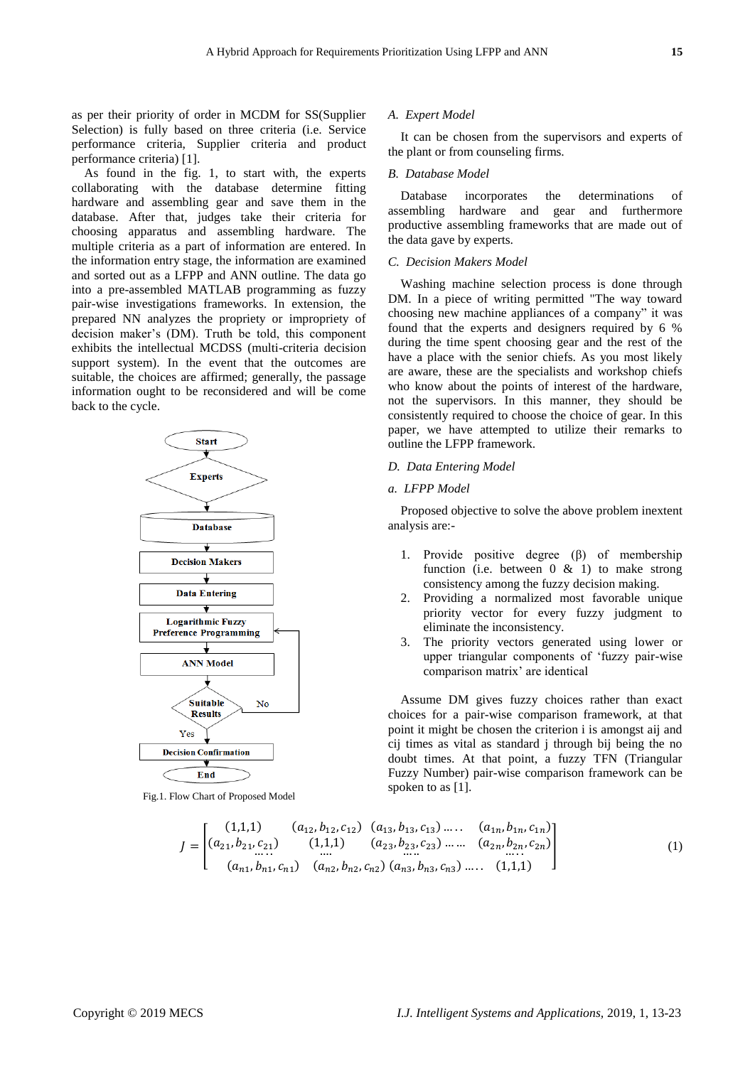as per their priority of order in MCDM for SS(Supplier Selection) is fully based on three criteria (i.e. Service performance criteria, Supplier criteria and product performance criteria) [1].

As found in the fig. 1, to start with, the experts collaborating with the database determine fitting hardware and assembling gear and save them in the database. After that, judges take their criteria for choosing apparatus and assembling hardware. The multiple criteria as a part of information are entered. In the information entry stage, the information are examined and sorted out as a LFPP and ANN outline. The data go into a pre-assembled MATLAB programming as fuzzy pair-wise investigations frameworks. In extension, the prepared NN analyzes the propriety or impropriety of decision maker's (DM). Truth be told, this component exhibits the intellectual MCDSS (multi-criteria decision support system). In the event that the outcomes are suitable, the choices are affirmed; generally, the passage information ought to be reconsidered and will be come back to the cycle.

Start → Experts → Database → Decision Makers → Data Entering → Logarithmic Fuzzy Preference Programming → ANN Model → Suitable Results (No → back to Logarithmic Fuzzy Preference Programming; Yes →) Decision Confirmation → End

Fig.1. Flow Chart of Proposed Model

### A. Expert Model

It can be chosen from the supervisors and experts of the plant or from counseling firms.

### B. Database Model

Database incorporates the determinations of assembling hardware and gear and furthermore productive assembling frameworks that are made out of the data gave by experts.

### C. Decision Makers Model

Washing machine selection process is done through DM. In a piece of writing permitted "The way toward choosing new machine appliances of a company" it was found that the experts and designers required by 6 % during the time spent choosing gear and the rest of the have a place with the senior chiefs. As you most likely are aware, these are the specialists and workshop chiefs who know about the points of interest of the hardware, not the supervisors. In this manner, they should be consistently required to choose the choice of gear. In this paper, we have attempted to utilize their remarks to outline the LFPP framework.

### D. Data Entering Model

#### a. LFPP Model

Proposed objective to solve the above problem inextent analysis are:-

1. Provide positive degree (β) of membership function (i.e. between 0 & 1) to make strong consistency among the fuzzy decision making.
2. Providing a normalized most favorable unique priority vector for every fuzzy judgment to eliminate the inconsistency.
3. The priority vectors generated using lower or upper triangular components of 'fuzzy pair-wise comparison matrix' are identical

Assume DM gives fuzzy choices rather than exact choices for a pair-wise comparison framework, at that point it might be chosen the criterion i is amongst aij and cij times as vital as standard j through bij being the no doubt times. At that point, a fuzzy TFN (Triangular Fuzzy Number) pair-wise comparison framework can be spoken to as [1].

$$J = \begin{bmatrix} (1,1,1) & (a_{12}, b_{12}, c_{12}) & (a_{13}, b_{13}, c_{13}) \ldots\ldots & (a_{1n}, b_{1n}, c_{1n}) \\ (a_{21}, b_{21}, c_{21}) & (1,1,1) & (a_{23}, b_{23}, c_{23}) \ldots\ldots & (a_{2n}, b_{2n}, c_{2n}) \\ \ldots\ldots & \ldots & \ldots\ldots & \ldots\ldots \\ (a_{n1}, b_{n1}, c_{n1}) & (a_{n2}, b_{n2}, c_{n2}) & (a_{n3}, b_{n3}, c_{n3}) \ldots\ldots & (1,1,1) \end{bmatrix} \tag{1}$$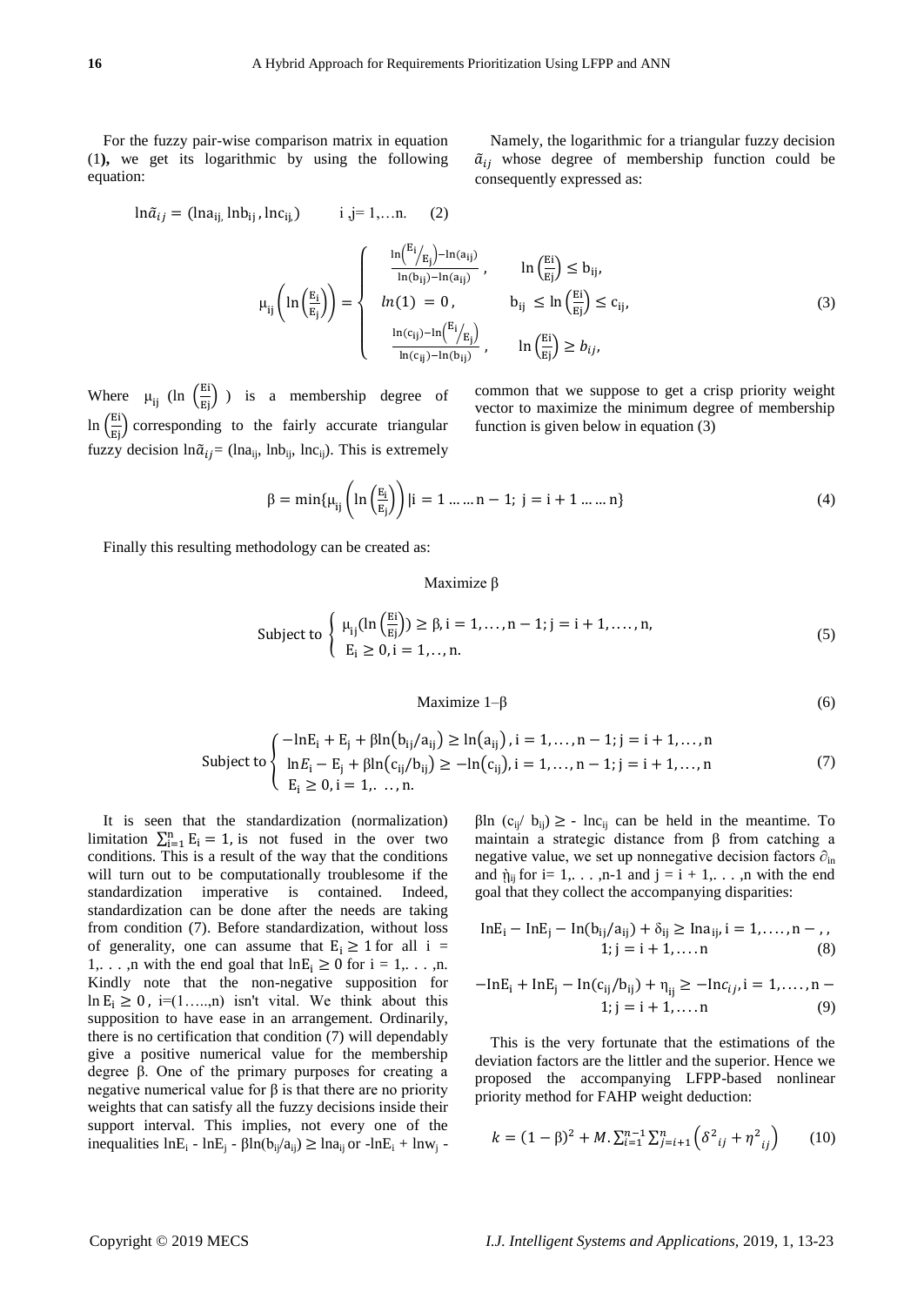For the fuzzy pair-wise comparison matrix in equation (1**)**, we get its logarithmic by using the following equation:

$$\ln\tilde{a}_{ij} = (\ln a_{ij}, \ln b_{ij}, \ln c_{ij}) \qquad i, j= 1,\ldots n. \quad (2)$$

Namely, the logarithmic for a triangular fuzzy decision $\tilde{a}_{ij}$ whose degree of membership function could be consequently expressed as:

$$\mu_{ij}\left(\ln\left(\frac{E_i}{E_j}\right)\right) = \begin{cases} \frac{\ln\left(E_i/E_j\right)-\ln(a_{ij})}{\ln(b_{ij})-\ln(a_{ij})}, & \ln\left(\frac{Ei}{Ej}\right) \le b_{ij}, \\ ln(1) = 0, & b_{ij} \le \ln\left(\frac{Ei}{Ej}\right) \le c_{ij}, \\ \frac{\ln(c_{ij})-\ln\left(E_i/E_j\right)}{\ln(c_{ij})-\ln(b_{ij})}, & \ln\left(\frac{Ei}{Ej}\right) \ge b_{ij}, \end{cases} \quad (3)$$

Where $\mu_{ij}$ $(\ln\left(\frac{Ei}{Ej}\right))$ is a membership degree of $\ln\left(\frac{Ei}{Ej}\right)$ corresponding to the fairly accurate triangular fuzzy decision $\ln\tilde{a}_{ij}$= ($\ln a_{ij}$, $\ln b_{ij}$, $\ln c_{ij}$). This is extremely common that we suppose to get a crisp priority weight vector to maximize the minimum degree of membership function is given below in equation (3)

$$\beta = \min\{\mu_{ij}\left(\ln\left(\frac{E_i}{E_j}\right)\right) | i = 1 \ldots\ldots n-1;\ j = i+1 \ldots\ldots n\} \quad (4)$$

Finally this resulting methodology can be created as:

$$\text{Maximize } \beta$$

$$\text{Subject to} \begin{cases} \mu_{ij}(\ln\left(\frac{Ei}{Ej}\right)) \ge \beta, i = 1,\ldots, n-1; j = i+1,\ldots., n, \\ E_i \ge 0, i = 1,\ldots, n. \end{cases} \quad (5)$$

$$\text{Maximize } 1\text{–}\beta \quad (6)$$

$$\text{Subject to} \begin{cases} -\ln E_i + E_j + \beta\ln(b_{ij}/a_{ij}) \ge \ln(a_{ij}), i = 1,\ldots, n-1; j = i+1,\ldots, n \\ \ln E_i - E_j + \beta\ln(c_{ij}/b_{ij}) \ge -\ln(c_{ij}), i = 1,\ldots, n-1; j = i+1,\ldots, n \\ E_i \ge 0, i = 1,\ldots, n. \end{cases} \quad (7)$$

It is seen that the standardization (normalization) limitation $\sum_{i=1}^{n} E_i = 1$, is not fused in the over two conditions. This is a result of the way that the conditions will turn out to be computationally troublesome if the standardization imperative is contained. Indeed, standardization can be done after the needs are taking from condition (7). Before standardization, without loss of generality, one can assume that $E_i \ge 1$ for all i = 1,. . . ,n with the end goal that $\ln E_i \ge 0$ for i = 1,. . . ,n. Kindly note that the non-negative supposition for $\ln E_i \ge 0$, i=(1…..,n) isn't vital. We think about this supposition to have ease in an arrangement. Ordinarily, there is no certification that condition (7) will dependably give a positive numerical value for the membership degree β. One of the primary purposes for creating a negative numerical value for β is that there are no priority weights that can satisfy all the fuzzy decisions inside their support interval. This implies, not every one of the inequalities $\ln E_i - \ln E_j - \beta\ln(b_{ij}/a_{ij}) \ge \ln a_{ij}$ or $-\ln E_i + \ln w_j - \beta\ln(c_{ij}/b_{ij}) \ge -\ln c_{ij}$ can be held in the meantime. To maintain a strategic distance from β from catching a negative value, we set up nonnegative decision factors $\partial_{in}$ and $\eta_{ij}$ for i= 1,. . . ,n-1 and j = i + 1,. . . ,n with the end goal that they collect the accompanying disparities:

$$\ln E_i - \ln E_j - \ln(b_{ij}/a_{ij}) + \delta_{ij} \ge \ln a_{ij}, i = 1,\ldots., n-,, \; 1; j = i+1,\ldots. n \quad (8)$$

$$-\ln E_i + \ln E_j - \ln(c_{ij}/b_{ij}) + \eta_{ij} \ge -\ln c_{ij}, i = 1,\ldots., n- 1; j = i+1,\ldots. n \quad (9)$$

This is the very fortunate that the estimations of the deviation factors are the littler and the superior. Hence we proposed the accompanying LFPP-based nonlinear priority method for FAHP weight deduction:

$$k = (1-\beta)^2 + M.\sum_{i=1}^{n-1}\sum_{j=i+1}^{n}\left(\delta^2{}_{ij} + \eta^2{}_{ij}\right) \quad (10)$$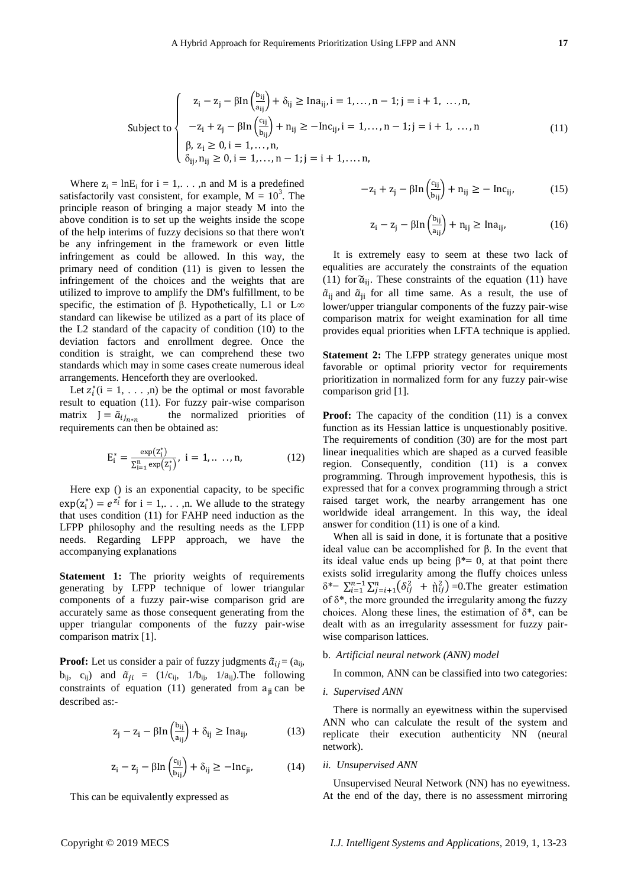$$
\text{Subject to}\begin{cases} z_i - z_j - \beta\text{In}\left(\frac{b_{ij}}{a_{ij}}\right) + \delta_{ij} \geq \text{Ina}_{ij}, i = 1, \dots, n-1; j = i+1, \dots, n, \\ -z_i + z_j - \beta\text{In}\left(\frac{c_{ij}}{b_{ij}}\right) + n_{ij} \geq -\text{Inc}_{ij}, i = 1, \dots, n-1; j = i+1, \dots, n \\ \beta, z_i \geq 0, i = 1, \dots, n, \\ \delta_{ij}, n_{ij} \geq 0, i = 1, \dots, n-1; j = i+1, \dots, n, \end{cases} \tag{11}
$$

Where $z_i = \ln E_i$ for $i = 1, \dots, n$ and M is a predefined satisfactorily vast consistent, for example, $M = 10^3$. The principle reason of bringing a major steady M into the above condition is to set up the weights inside the scope of the help interims of fuzzy decisions so that there won't be any infringement in the framework or even little infringement as could be allowed. In this way, the primary need of condition (11) is given to lessen the infringement of the choices and the weights that are utilized to improve to amplify the DM's fulfillment, to be specific, the estimation of β. Hypothetically, L1 or L∞ standard can likewise be utilized as a part of its place of the L2 standard of the capacity of condition (10) to the deviation factors and enrollment degree. Once the condition is straight, we can comprehend these two standards which may in some cases create numerous ideal arrangements. Henceforth they are overlooked.

Let $z_i^*(i = 1, \dots, n)$ be the optimal or most favorable result to equation (11). For fuzzy pair-wise comparison matrix $J = \tilde{a}_{ij_{n*n}}$ the normalized priorities of requirements can then be obtained as:

$$
E_i^* = \frac{\exp(Z_i^*)}{\sum_{i=1}^{n} \exp(Z_j^*)}, \; i = 1, \dots, n, \tag{12}
$$

Here exp () is an exponential capacity, to be specific $\exp(z_i^*) = e^{z_i^*}$ for $i = 1, \dots, n$. We allude to the strategy that uses condition (11) for FAHP need induction as the LFPP philosophy and the resulting needs as the LFPP needs. Regarding LFPP approach, we have the accompanying explanations

**Statement 1:** The priority weights of requirements generating by LFPP technique of lower triangular components of a fuzzy pair-wise comparison grid are accurately same as those consequent generating from the upper triangular components of the fuzzy pair-wise comparison matrix [1].

**Proof:** Let us consider a pair of fuzzy judgments $\tilde{a}_{ij} = (a_{ij}, b_{ij}, c_{ij})$ and $\tilde{a}_{ji} = (1/c_{ij}, 1/b_{ij}, 1/a_{ij})$. The following constraints of equation (11) generated from $a_{ji}$ can be described as:-

$$
z_j - z_i - \beta\text{In}\left(\frac{b_{ij}}{a_{ij}}\right) + \delta_{ij} \geq \text{Ina}_{ij}, \tag{13}
$$

$$
z_i - z_j - \beta\text{In}\left(\frac{c_{ij}}{b_{ij}}\right) + \delta_{ij} \geq -\text{Inc}_{ji}, \tag{14}
$$

This can be equivalently expressed as

$$
-z_i + z_j - \beta\text{In}\left(\frac{c_{ij}}{b_{ij}}\right) + n_{ij} \geq -\text{Inc}_{ij}, \tag{15}
$$

$$
z_i - z_j - \beta\text{In}\left(\frac{b_{ij}}{a_{ij}}\right) + n_{ij} \geq \text{Ina}_{ij}, \tag{16}
$$

It is extremely easy to seem at these two lack of equalities are accurately the constraints of the equation (11) for $\tilde{a}_{ij}$. These constraints of the equation (11) have $\tilde{a}_{ij}$ and $\tilde{a}_{ji}$ for all time same. As a result, the use of lower/upper triangular components of the fuzzy pair-wise comparison matrix for weight examination for all time provides equal priorities when LFTA technique is applied.

**Statement 2:** The LFPP strategy generates unique most favorable or optimal priority vector for requirements prioritization in normalized form for any fuzzy pair-wise comparison grid [1].

**Proof:** The capacity of the condition (11) is a convex function as its Hessian lattice is unquestionably positive. The requirements of condition (30) are for the most part linear inequalities which are shaped as a curved feasible region. Consequently, condition (11) is a convex programming. Through improvement hypothesis, this is expressed that for a convex programming through a strict raised target work, the nearby arrangement has one worldwide ideal arrangement. In this way, the ideal answer for condition (11) is one of a kind.

When all is said in done, it is fortunate that a positive ideal value can be accomplished for β. In the event that its ideal value ends up being $\beta^* = 0$, at that point there exists solid irregularity among the fluffy choices unless $\delta^* = \sum_{i=1}^{n-1}\sum_{j=i+1}^{n}\left(\delta_{ij}^2 + \eta_{ij}^2\right) = 0$. The greater estimation of $\delta^*$, the more grounded the irregularity among the fuzzy choices. Along these lines, the estimation of $\delta^*$, can be dealt with as an irregularity assessment for fuzzy pair-wise comparison lattices.

### b. *Artificial neural network (ANN) model*

In common, ANN can be classified into two categories:

#### i. *Supervised ANN*

There is normally an eyewitness within the supervised ANN who can calculate the result of the system and replicate their execution authenticity NN (neural network).

#### ii. *Unsupervised ANN*

Unsupervised Neural Network (NN) has no eyewitness. At the end of the day, there is no assessment mirroring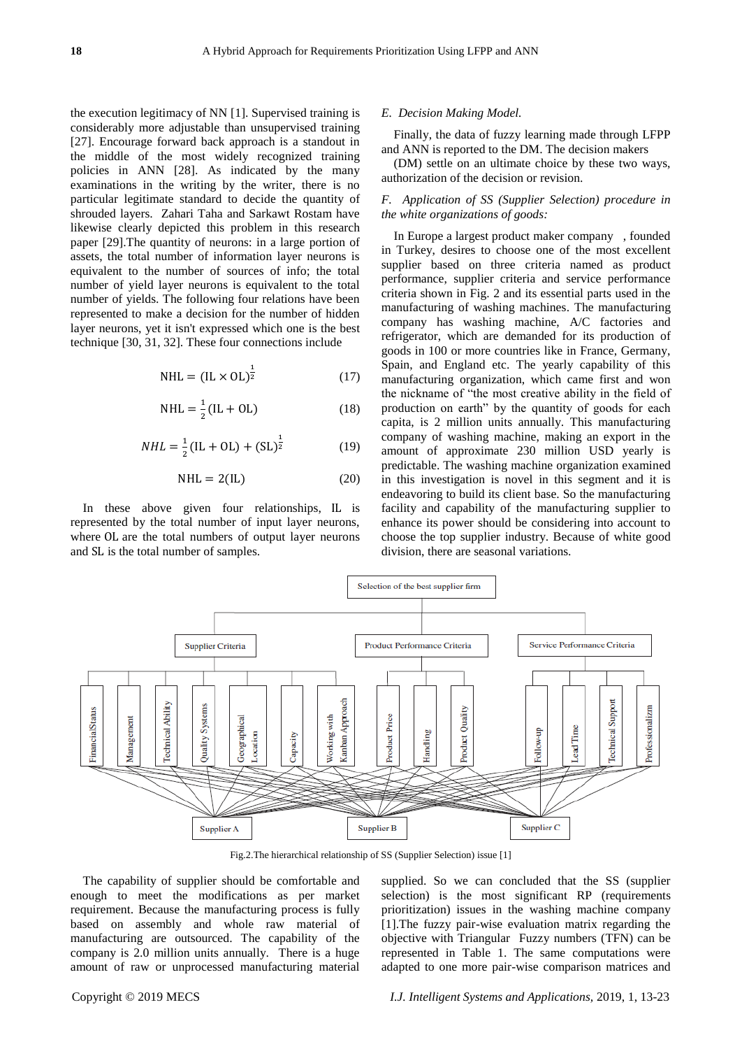the execution legitimacy of NN [1]. Supervised training is considerably more adjustable than unsupervised training [27]. Encourage forward back approach is a standout in the middle of the most widely recognized training policies in ANN [28]. As indicated by the many examinations in the writing by the writer, there is no particular legitimate standard to decide the quantity of shrouded layers. Zahari Taha and Sarkawt Rostam have likewise clearly depicted this problem in this research paper [29].The quantity of neurons: in a large portion of assets, the total number of information layer neurons is equivalent to the number of sources of info; the total number of yield layer neurons is equivalent to the total number of yields. The following four relations have been represented to make a decision for the number of hidden layer neurons, yet it isn't expressed which one is the best technique [30, 31, 32]. These four connections include

$$\mathrm{NHL} = (\mathrm{IL} \times \mathrm{OL})^{\frac{1}{2}} \tag{17}$$

$$\mathrm{NHL} = \frac{1}{2}(\mathrm{IL} + \mathrm{OL}) \tag{18}$$

$$NHL = \frac{1}{2}(\mathrm{IL} + \mathrm{OL}) + (\mathrm{SL})^{\frac{1}{2}} \tag{19}$$

$$\mathrm{NHL} = 2(\mathrm{IL}) \tag{20}$$

In these above given four relationships, IL is represented by the total number of input layer neurons, where OL are the total numbers of output layer neurons and SL is the total number of samples.

### *E. Decision Making Model.*

Finally, the data of fuzzy learning made through LFPP and ANN is reported to the DM. The decision makers (DM) settle on an ultimate choice by these two ways, authorization of the decision or revision.

### *F. Application of SS (Supplier Selection) procedure in the white organizations of goods:*

In Europe a largest product maker company , founded in Turkey, desires to choose one of the most excellent supplier based on three criteria named as product performance, supplier criteria and service performance criteria shown in Fig. 2 and its essential parts used in the manufacturing of washing machines. The manufacturing company has washing machine, A/C factories and refrigerator, which are demanded for its production of goods in 100 or more countries like in France, Germany, Spain, and England etc. The yearly capability of this manufacturing organization, which came first and won the nickname of "the most creative ability in the field of production on earth" by the quantity of goods for each capita, is 2 million units annually. This manufacturing company of washing machine, making an export in the amount of approximate 230 million USD yearly is predictable. The washing machine organization examined in this investigation is novel in this segment and it is endeavoring to build its client base. So the manufacturing facility and capability of the manufacturing supplier to enhance its power should be considering into account to choose the top supplier industry. Because of white good division, there are seasonal variations.

Fig.2.The hierarchical relationship of SS (Supplier Selection) issue [1]

The capability of supplier should be comfortable and enough to meet the modifications as per market requirement. Because the manufacturing process is fully based on assembly and whole raw material of manufacturing are outsourced. The capability of the company is 2.0 million units annually. There is a huge amount of raw or unprocessed manufacturing material supplied. So we can concluded that the SS (supplier selection) is the most significant RP (requirements prioritization) issues in the washing machine company [1].The fuzzy pair-wise evaluation matrix regarding the objective with Triangular Fuzzy numbers (TFN) can be represented in Table 1. The same computations were adapted to one more pair-wise comparison matrices and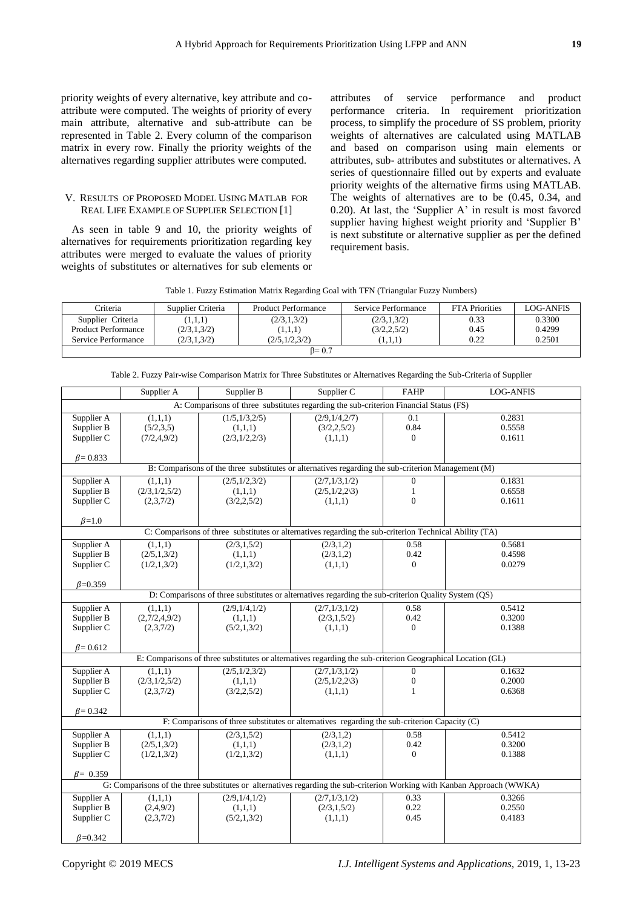priority weights of every alternative, key attribute and co-attribute were computed. The weights of priority of every main attribute, alternative and sub-attribute can be represented in Table 2. Every column of the comparison matrix in every row. Finally the priority weights of the alternatives regarding supplier attributes were computed.

## V. Results of Proposed Model Using Matlab for Real Life Example of Supplier Selection [1]

As seen in table 9 and 10, the priority weights of alternatives for requirements prioritization regarding key attributes were merged to evaluate the values of priority weights of substitutes or alternatives for sub elements or attributes of service performance and product performance criteria. In requirement prioritization process, to simplify the procedure of SS problem, priority weights of alternatives are calculated using MATLAB and based on comparison using main elements or attributes, sub- attributes and substitutes or alternatives. A series of questionnaire filled out by experts and evaluate priority weights of the alternative firms using MATLAB. The weights of alternatives are to be (0.45, 0.34, and 0.20). At last, the 'Supplier A' in result is most favored supplier having highest weight priority and 'Supplier B' is next substitute or alternative supplier as per the defined requirement basis.

Table 1. Fuzzy Estimation Matrix Regarding Goal with TFN (Triangular Fuzzy Numbers)

| Criteria | Supplier Criteria | Product Performance | Service Performance | FTA Priorities | LOG-ANFIS |
|---|---|---|---|---|---|
| Supplier Criteria | (1,1,1) | (2/3,1,3/2) | (2/3,1,3/2) | 0.33 | 0.3300 |
| Product Performance | (2/3,1,3/2) | (1,1,1) | (3/2,2,5/2) | 0.45 | 0.4299 |
| Service Performance | (2/3,1,3/2) | (2/5,1/2,3/2) | (1,1,1) | 0.22 | 0.2501 |
| $\beta = 0.7$ | | | | | |

Table 2. Fuzzy Pair-wise Comparison Matrix for Three Substitutes or Alternatives Regarding the Sub-Criteria of Supplier

| | Supplier A | Supplier B | Supplier C | FAHP | LOG-ANFIS |
|---|---|---|---|---|---|
| A: Comparisons of three substitutes regarding the sub-criterion Financial Status (FS) | | | | | |
| Supplier A | (1,1,1) | (1/5,1/3,2/5) | (2/9,1/4,2/7) | 0.1 | 0.2831 |
| Supplier B | (5/2,3,5) | (1,1,1) | (3/2,2,5/2) | 0.84 | 0.5558 |
| Supplier C | (7/2,4,9/2) | (2/3,1/2,2/3) | (1,1,1) | 0 | 0.1611 |
| $\beta = 0.833$ | | | | | |
| B: Comparisons of the three substitutes or alternatives regarding the sub-criterion Management (M) | | | | | |
| Supplier A | (1,1,1) | (2/5,1/2,3/2) | (2/7,1/3,1/2) | 0 | 0.1831 |
| Supplier B | (2/3,1/2,5/2) | (1,1,1) | (2/5,1/2,2\3) | 1 | 0.6558 |
| Supplier C | (2,3,7/2) | (3/2,2,5/2) | (1,1,1) | 0 | 0.1611 |
| $\beta = 1.0$ | | | | | |
| C: Comparisons of three substitutes or alternatives regarding the sub-criterion Technical Ability (TA) | | | | | |
| Supplier A | (1,1,1) | (2/3,1,5/2) | (2/3,1,2) | 0.58 | 0.5681 |
| Supplier B | (2/5,1,3/2) | (1,1,1) | (2/3,1,2) | 0.42 | 0.4598 |
| Supplier C | (1/2,1,3/2) | (1/2,1,3/2) | (1,1,1) | 0 | 0.0279 |
| $\beta = 0.359$ | | | | | |
| D: Comparisons of three substitutes or alternatives regarding the sub-criterion Quality System (QS) | | | | | |
| Supplier A | (1,1,1) | (2/9,1/4,1/2) | (2/7,1/3,1/2) | 0.58 | 0.5412 |
| Supplier B | (2,7/2,4,9/2) | (1,1,1) | (2/3,1,5/2) | 0.42 | 0.3200 |
| Supplier C | (2,3,7/2) | (5/2,1,3/2) | (1,1,1) | 0 | 0.1388 |
| $\beta = 0.612$ | | | | | |
| E: Comparisons of three substitutes or alternatives regarding the sub-criterion Geographical Location (GL) | | | | | |
| Supplier A | (1,1,1) | (2/5,1/2,3/2) | (2/7,1/3,1/2) | 0 | 0.1632 |
| Supplier B | (2/3,1/2,5/2) | (1,1,1) | (2/5,1/2,2\3) | 0 | 0.2000 |
| Supplier C | (2,3,7/2) | (3/2,2,5/2) | (1,1,1) | 1 | 0.6368 |
| $\beta = 0.342$ | | | | | |
| F: Comparisons of three substitutes or alternatives regarding the sub-criterion Capacity (C) | | | | | |
| Supplier A | (1,1,1) | (2/3,1,5/2) | (2/3,1,2) | 0.58 | 0.5412 |
| Supplier B | (2/5,1,3/2) | (1,1,1) | (2/3,1,2) | 0.42 | 0.3200 |
| Supplier C | (1/2,1,3/2) | (1/2,1,3/2) | (1,1,1) | 0 | 0.1388 |
| $\beta = 0.359$ | | | | | |
| G: Comparisons of the three substitutes or alternatives regarding the sub-criterion Working with Kanban Approach (WWKA) | | | | | |
| Supplier A | (1,1,1) | (2/9,1/4,1/2) | (2/7,1/3,1/2) | 0.33 | 0.3266 |
| Supplier B | (2,4,9/2) | (1,1,1) | (2/3,1,5/2) | 0.22 | 0.2550 |
| Supplier C | (2,3,7/2) | (5/2,1,3/2) | (1,1,1) | 0.45 | 0.4183 |
| $\beta = 0.342$ | | | | | |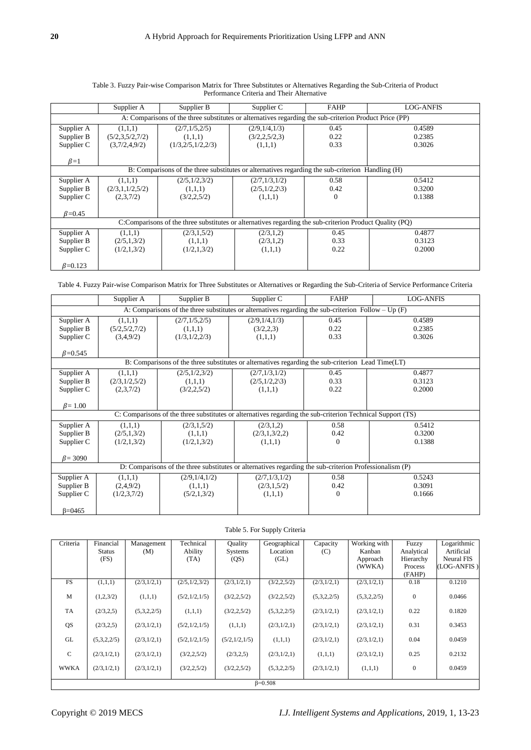Table 3. Fuzzy Pair-wise Comparison Matrix for Three Substitutes or Alternatives Regarding the Sub-Criteria of Product Performance Criteria and Their Alternative

| | Supplier A | Supplier B | Supplier C | FAHP | LOG-ANFIS |
|---|---|---|---|---|---|
| A: Comparisons of the three substitutes or alternatives regarding the sub-criterion Product Price (PP) | | | | | |
| Supplier A | (1,1,1) | (2/7,1/5,2/5) | (2/9,1/4,1/3) | 0.45 | 0.4589 |
| Supplier B | (5/2,3,5/2,7/2) | (1,1,1) | (3/2,2,5/2,3) | 0.22 | 0.2385 |
| Supplier C | (3,7/2,4,9/2) | (1/3,2/5,1/2,2/3) | (1,1,1) | 0.33 | 0.3026 |
| $\beta$=1 | | | | | |
| B: Comparisons of the three substitutes or alternatives regarding the sub-criterion Handling (H) | | | | | |
| Supplier A | (1,1,1) | (2/5,1/2,3/2) | (2/7,1/3,1/2) | 0.58 | 0.5412 |
| Supplier B | (2/3,1,1/2,5/2) | (1,1,1) | (2/5,1/2,2\3) | 0.42 | 0.3200 |
| Supplier C | (2,3,7/2) | (3/2,2,5/2) | (1,1,1) | 0 | 0.1388 |
| $\beta$=0.45 | | | | | |
| C:Comparisons of the three substitutes or alternatives regarding the sub-criterion Product Quality (PQ) | | | | | |
| Supplier A | (1,1,1) | (2/3,1,5/2) | (2/3,1,2) | 0.45 | 0.4877 |
| Supplier B | (2/5,1,3/2) | (1,1,1) | (2/3,1,2) | 0.33 | 0.3123 |
| Supplier C | (1/2,1,3/2) | (1/2,1,3/2) | (1,1,1) | 0.22 | 0.2000 |
| $\beta$=0.123 | | | | | |

Table 4. Fuzzy Pair-wise Comparison Matrix for Three Substitutes or Alternatives or Regarding the Sub-Criteria of Service Performance Criteria

| | Supplier A | Supplier B | Supplier C | FAHP | LOG-ANFIS |
|---|---|---|---|---|---|
| A: Comparisons of the three substitutes or alternatives regarding the sub-criterion Follow – Up (F) | | | | | |
| Supplier A | (1,1,1) | (2/7,1/5,2/5) | (2/9,1/4,1/3) | 0.45 | 0.4589 |
| Supplier B | (5/2,5/2,7/2) | (1,1,1) | (3/2,2,3) | 0.22 | 0.2385 |
| Supplier C | (3,4,9/2) | (1/3,1/2,2/3) | (1,1,1) | 0.33 | 0.3026 |
| $\beta$=0.545 | | | | | |
| B: Comparisons of the three substitutes or alternatives regarding the sub-criterion Lead Time(LT) | | | | | |
| Supplier A | (1,1,1) | (2/5,1/2,3/2) | (2/7,1/3,1/2) | 0.45 | 0.4877 |
| Supplier B | (2/3,1/2,5/2) | (1,1,1) | (2/5,1/2,2\3) | 0.33 | 0.3123 |
| Supplier C | (2,3,7/2) | (3/2,2,5/2) | (1,1,1) | 0.22 | 0.2000 |
| $\beta$= 1.00 | | | | | |
| C: Comparisons of the three substitutes or alternatives regarding the sub-criterion Technical Support (TS) | | | | | |
| Supplier A | (1,1,1) | (2/3,1,5/2) | (2/3,1,2) | 0.58 | 0.5412 |
| Supplier B | (2/5,1,3/2) | (1,1,1) | (2/3,1,3/2,2) | 0.42 | 0.3200 |
| Supplier C | (1/2,1,3/2) | (1/2,1,3/2) | (1,1,1) | 0 | 0.1388 |
| $\beta$= 3090 | | | | | |
| D: Comparisons of the three substitutes or alternatives regarding the sub-criterion Professionalism (P) | | | | | |
| Supplier A | (1,1,1) | (2/9,1/4,1/2) | (2/7,1/3,1/2) | 0.58 | 0.5243 |
| Supplier B | (2,4,9/2) | (1,1,1) | (2/3,1,5/2) | 0.42 | 0.3091 |
| Supplier C | (1/2,3,7/2) | (5/2,1,3/2) | (1,1,1) | 0 | 0.1666 |
| β=0465 | | | | | |

Table 5. For Supply Criteria

| Criteria | Financial Status (FS) | Management (M) | Technical Ability (TA) | Quality Systems (QS) | Geographical Location (GL) | Capacity (C) | Working with Kanban Approach (WWKA) | Fuzzy Analytical Hierarchy Process (FAHP) | Logarithmic Artificial Neural FIS (LOG-ANFIS ) |
|---|---|---|---|---|---|---|---|---|---|
| FS | (1,1,1) | (2/3,1/2,1) | (2/5,1/2,3/2) | (2/3,1/2,1) | (3/2,2,5/2) | (2/3,1/2,1) | (2/3,1/2,1) | 0.18 | 0.1210 |
| M | (1,2,3/2) | (1,1,1) | (5/2,1/2,1/5) | (3/2,2,5/2) | (3/2,2,5/2) | (5,3,2,2/5) | (5,3,2,2/5) | 0 | 0.0466 |
| TA | (2/3,2,5) | (5,3,2,2/5) | (1,1,1) | (3/2,2,5/2) | (5,3,2,2/5) | (2/3,1/2,1) | (2/3,1/2,1) | 0.22 | 0.1820 |
| QS | (2/3,2,5) | (2/3,1/2,1) | (5/2,1/2,1/5) | (1,1,1) | (2/3,1/2,1) | (2/3,1/2,1) | (2/3,1/2,1) | 0.31 | 0.3453 |
| GL | (5,3,2,2/5) | (2/3,1/2,1) | (5/2,1/2,1/5) | (5/2,1/2,1/5) | (1,1,1) | (2/3,1/2,1) | (2/3,1/2,1) | 0.04 | 0.0459 |
| C | (2/3,1/2,1) | (2/3,1/2,1) | (3/2,2,5/2) | (2/3,2,5) | (2/3,1/2,1) | (1,1,1) | (2/3,1/2,1) | 0.25 | 0.2132 |
| WWKA | (2/3,1/2,1) | (2/3,1/2,1) | (3/2,2,5/2) | (3/2,2,5/2) | (5,3,2,2/5) | (2/3,1/2,1) | (1,1,1) | 0 | 0.0459 |
| β=0.508 | | | | | | | | | |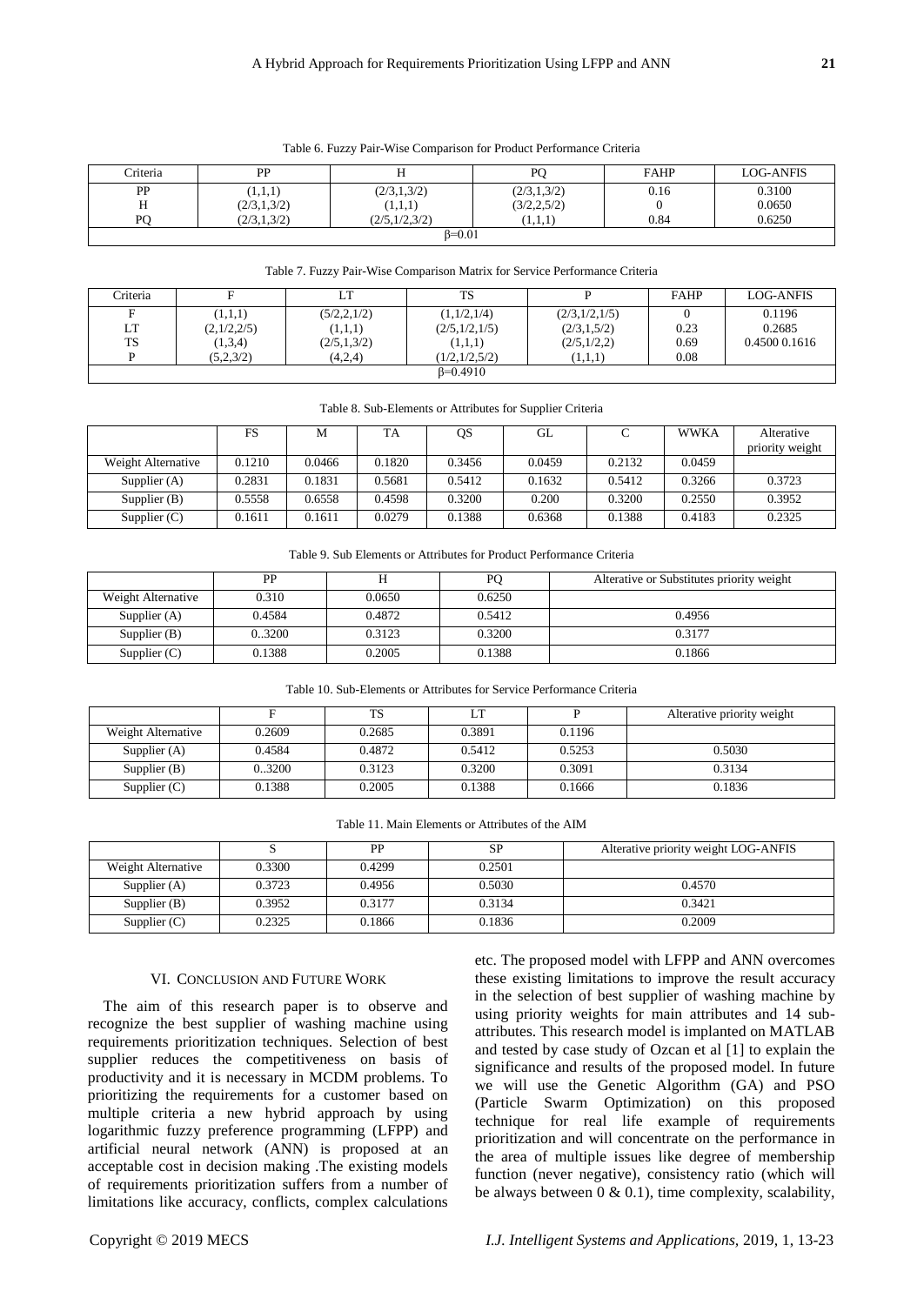Table 6. Fuzzy Pair-Wise Comparison for Product Performance Criteria

| Criteria | PP | H | PQ | FAHP | LOG-ANFIS |
|---|---|---|---|---|---|
| PP | (1,1,1) | (2/3,1,3/2) | (2/3,1,3/2) | 0.16 | 0.3100 |
| H | (2/3,1,3/2) | (1,1,1) | (3/2,2,5/2) | 0 | 0.0650 |
| PQ | (2/3,1,3/2) | (2/5,1/2,3/2) | (1,1,1) | 0.84 | 0.6250 |
| β=0.01 | | | | | |

Table 7. Fuzzy Pair-Wise Comparison Matrix for Service Performance Criteria

| Criteria | F | LT | TS | P | FAHP | LOG-ANFIS |
|---|---|---|---|---|---|---|
| F | (1,1,1) | (5/2,2,1/2) | (1,1/2,1/4) | (2/3,1/2,1/5) | 0 | 0.1196 |
| LT | (2,1/2,2/5) | (1,1,1) | (2/5,1/2,1/5) | (2/3,1,5/2) | 0.23 | 0.2685 |
| TS | (1,3,4) | (2/5,1,3/2) | (1,1,1) | (2/5,1/2,2) | 0.69 | 0.4500 0.1616 |
| P | (5,2,3/2) | (4,2,4) | (1/2,1/2,5/2) | (1,1,1) | 0.08 | |
| β=0.4910 | | | | | | |

Table 8. Sub-Elements or Attributes for Supplier Criteria

| | FS | M | TA | QS | GL | C | WWKA | Alterative priority weight |
|---|---|---|---|---|---|---|---|---|
| Weight Alternative | 0.1210 | 0.0466 | 0.1820 | 0.3456 | 0.0459 | 0.2132 | 0.0459 | |
| Supplier (A) | 0.2831 | 0.1831 | 0.5681 | 0.5412 | 0.1632 | 0.5412 | 0.3266 | 0.3723 |
| Supplier (B) | 0.5558 | 0.6558 | 0.4598 | 0.3200 | 0.200 | 0.3200 | 0.2550 | 0.3952 |
| Supplier (C) | 0.1611 | 0.1611 | 0.0279 | 0.1388 | 0.6368 | 0.1388 | 0.4183 | 0.2325 |

Table 9. Sub Elements or Attributes for Product Performance Criteria

| | PP | H | PQ | Alterative or Substitutes priority weight |
|---|---|---|---|---|
| Weight Alternative | 0.310 | 0.0650 | 0.6250 | |
| Supplier (A) | 0.4584 | 0.4872 | 0.5412 | 0.4956 |
| Supplier (B) | 0..3200 | 0.3123 | 0.3200 | 0.3177 |
| Supplier (C) | 0.1388 | 0.2005 | 0.1388 | 0.1866 |

Table 10. Sub-Elements or Attributes for Service Performance Criteria

| | F | TS | LT | P | Alterative priority weight |
|---|---|---|---|---|---|
| Weight Alternative | 0.2609 | 0.2685 | 0.3891 | 0.1196 | |
| Supplier (A) | 0.4584 | 0.4872 | 0.5412 | 0.5253 | 0.5030 |
| Supplier (B) | 0..3200 | 0.3123 | 0.3200 | 0.3091 | 0.3134 |
| Supplier (C) | 0.1388 | 0.2005 | 0.1388 | 0.1666 | 0.1836 |

Table 11. Main Elements or Attributes of the AIM

| | S | PP | SP | Alterative priority weight LOG-ANFIS |
|---|---|---|---|---|
| Weight Alternative | 0.3300 | 0.4299 | 0.2501 | |
| Supplier (A) | 0.3723 | 0.4956 | 0.5030 | 0.4570 |
| Supplier (B) | 0.3952 | 0.3177 | 0.3134 | 0.3421 |
| Supplier (C) | 0.2325 | 0.1866 | 0.1836 | 0.2009 |

## VI. Conclusion and Future Work

The aim of this research paper is to observe and recognize the best supplier of washing machine using requirements prioritization techniques. Selection of best supplier reduces the competitiveness on basis of productivity and it is necessary in MCDM problems. To prioritizing the requirements for a customer based on multiple criteria a new hybrid approach by using logarithmic fuzzy preference programming (LFPP) and artificial neural network (ANN) is proposed at an acceptable cost in decision making .The existing models of requirements prioritization suffers from a number of limitations like accuracy, conflicts, complex calculations etc. The proposed model with LFPP and ANN overcomes these existing limitations to improve the result accuracy in the selection of best supplier of washing machine by using priority weights for main attributes and 14 sub-attributes. This research model is implanted on MATLAB and tested by case study of Ozcan et al [1] to explain the significance and results of the proposed model. In future we will use the Genetic Algorithm (GA) and PSO (Particle Swarm Optimization) on this proposed technique for real life example of requirements prioritization and will concentrate on the performance in the area of multiple issues like degree of membership function (never negative), consistency ratio (which will be always between 0 & 0.1), time complexity, scalability,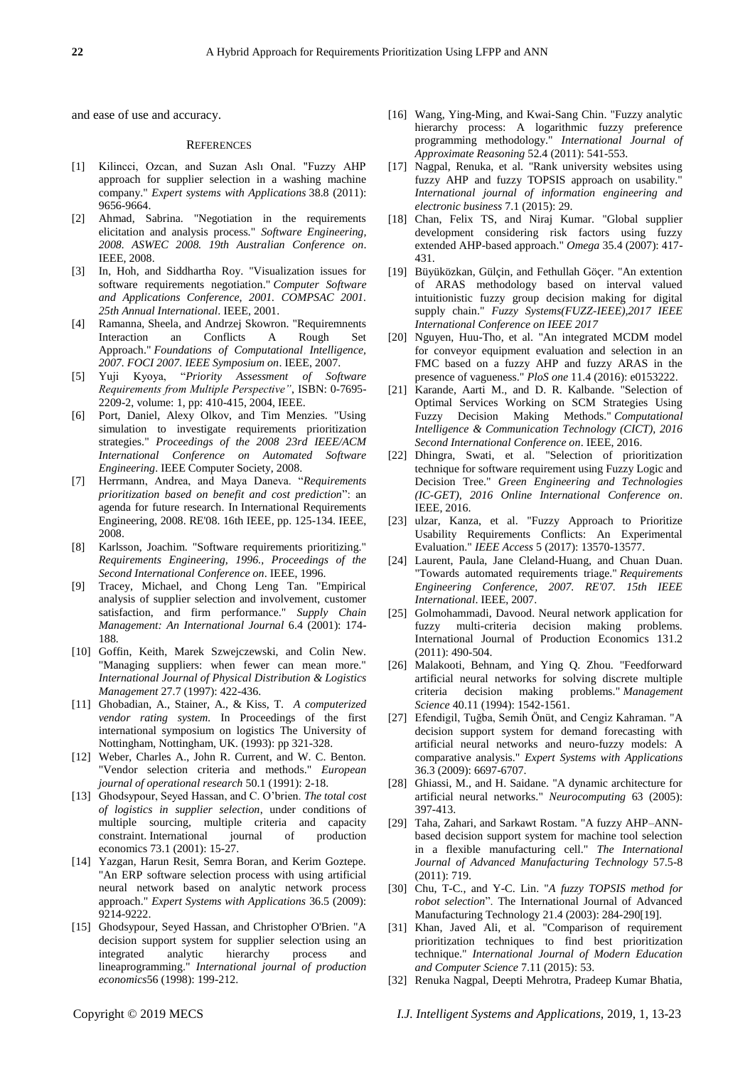and ease of use and accuracy.

## REFERENCES

[1] Kilincci, Ozcan, and Suzan Aslı Onal. "Fuzzy AHP approach for supplier selection in a washing machine company." *Expert systems with Applications* 38.8 (2011): 9656-9664.

[2] Ahmad, Sabrina. "Negotiation in the requirements elicitation and analysis process." *Software Engineering, 2008. ASWEC 2008. 19th Australian Conference on*. IEEE, 2008.

[3] In, Hoh, and Siddhartha Roy. "Visualization issues for software requirements negotiation." *Computer Software and Applications Conference, 2001. COMPSAC 2001. 25th Annual International*. IEEE, 2001.

[4] Ramanna, Sheela, and Andrzej Skowron. "Requiremnents Interaction an Conflicts A Rough Set Approach." *Foundations of Computational Intelligence, 2007. FOCI 2007. IEEE Symposium on*. IEEE, 2007.

[5] Yuji Kyoya, "*Priority Assessment of Software Requirements from Multiple Perspective"*, ISBN: 0-7695-2209-2, volume: 1, pp: 410-415, 2004, IEEE.

[6] Port, Daniel, Alexy Olkov, and Tim Menzies. "Using simulation to investigate requirements prioritization strategies." *Proceedings of the 2008 23rd IEEE/ACM International Conference on Automated Software Engineering*. IEEE Computer Society, 2008.

[7] Herrmann, Andrea, and Maya Daneva. "*Requirements prioritization based on benefit and cost prediction*": an agenda for future research. In International Requirements Engineering, 2008. RE'08. 16th IEEE, pp. 125-134. IEEE, 2008.

[8] Karlsson, Joachim. "Software requirements prioritizing." *Requirements Engineering, 1996., Proceedings of the Second International Conference on*. IEEE, 1996.

[9] Tracey, Michael, and Chong Leng Tan. "Empirical analysis of supplier selection and involvement, customer satisfaction, and firm performance." *Supply Chain Management: An International Journal* 6.4 (2001): 174-188.

[10] Goffin, Keith, Marek Szwejczewski, and Colin New. "Managing suppliers: when fewer can mean more." *International Journal of Physical Distribution & Logistics Management* 27.7 (1997): 422-436.

[11] Ghobadian, A., Stainer, A., & Kiss, T. *A computerized vendor rating system.* In Proceedings of the first international symposium on logistics The University of Nottingham, Nottingham, UK. (1993): pp 321-328.

[12] Weber, Charles A., John R. Current, and W. C. Benton. "Vendor selection criteria and methods." *European journal of operational research* 50.1 (1991): 2-18.

[13] Ghodsypour, Seyed Hassan, and C. O'brien. *The total cost of logistics in supplier selection*, under conditions of multiple sourcing, multiple criteria and capacity constraint. International journal of production economics 73.1 (2001): 15-27.

[14] Yazgan, Harun Resit, Semra Boran, and Kerim Goztepe. "An ERP software selection process with using artificial neural network based on analytic network process approach." *Expert Systems with Applications* 36.5 (2009): 9214-9222.

[15] Ghodsypour, Seyed Hassan, and Christopher O'Brien. "A decision support system for supplier selection using an integrated analytic hierarchy process and lineaprogramming." *International journal of production economics*56 (1998): 199-212.

[16] Wang, Ying-Ming, and Kwai-Sang Chin. "Fuzzy analytic hierarchy process: A logarithmic fuzzy preference programming methodology." *International Journal of Approximate Reasoning* 52.4 (2011): 541-553.

[17] Nagpal, Renuka, et al. "Rank university websites using fuzzy AHP and fuzzy TOPSIS approach on usability." *International journal of information engineering and electronic business* 7.1 (2015): 29.

[18] Chan, Felix TS, and Niraj Kumar. "Global supplier development considering risk factors using fuzzy extended AHP-based approach." *Omega* 35.4 (2007): 417-431.

[19] Büyüközkan, Gülçin, and Fethullah Göçer. "An extention of ARAS methodology based on interval valued intuitionistic fuzzy group decision making for digital supply chain." *Fuzzy Systems(FUZZ-IEEE),2017 IEEE International Conference on IEEE 2017*

[20] Nguyen, Huu-Tho, et al. "An integrated MCDM model for conveyor equipment evaluation and selection in an FMC based on a fuzzy AHP and fuzzy ARAS in the presence of vagueness." *PloS one* 11.4 (2016): e0153222.

[21] Karande, Aarti M., and D. R. Kalbande. "Selection of Optimal Services Working on SCM Strategies Using Fuzzy Decision Making Methods." *Computational Intelligence & Communication Technology (CICT), 2016 Second International Conference on*. IEEE, 2016.

[22] Dhingra, Swati, et al. "Selection of prioritization technique for software requirement using Fuzzy Logic and Decision Tree." *Green Engineering and Technologies (IC-GET), 2016 Online International Conference on*. IEEE, 2016.

[23] ulzar, Kanza, et al. "Fuzzy Approach to Prioritize Usability Requirements Conflicts: An Experimental Evaluation." *IEEE Access* 5 (2017): 13570-13577.

[24] Laurent, Paula, Jane Cleland-Huang, and Chuan Duan. "Towards automated requirements triage." *Requirements Engineering Conference, 2007. RE'07. 15th IEEE International*. IEEE, 2007.

[25] Golmohammadi, Davood. Neural network application for fuzzy multi-criteria decision making problems. International Journal of Production Economics 131.2 (2011): 490-504.

[26] Malakooti, Behnam, and Ying Q. Zhou. "Feedforward artificial neural networks for solving discrete multiple criteria decision making problems." *Management Science* 40.11 (1994): 1542-1561.

[27] Efendigil, Tuğba, Semih Önüt, and Cengiz Kahraman. "A decision support system for demand forecasting with artificial neural networks and neuro-fuzzy models: A comparative analysis." *Expert Systems with Applications* 36.3 (2009): 6697-6707.

[28] Ghiassi, M., and H. Saidane. "A dynamic architecture for artificial neural networks." *Neurocomputing* 63 (2005): 397-413.

[29] Taha, Zahari, and Sarkawt Rostam. "A fuzzy AHP–ANN-based decision support system for machine tool selection in a flexible manufacturing cell." *The International Journal of Advanced Manufacturing Technology* 57.5-8 (2011): 719.

[30] Chu, T-C., and Y-C. Lin. "*A fuzzy TOPSIS method for robot selection*". The International Journal of Advanced Manufacturing Technology 21.4 (2003): 284-290[19].

[31] Khan, Javed Ali, et al. "Comparison of requirement prioritization techniques to find best prioritization technique." *International Journal of Modern Education and Computer Science* 7.11 (2015): 53.

[32] Renuka Nagpal, Deepti Mehrotra, Pradeep Kumar Bhatia,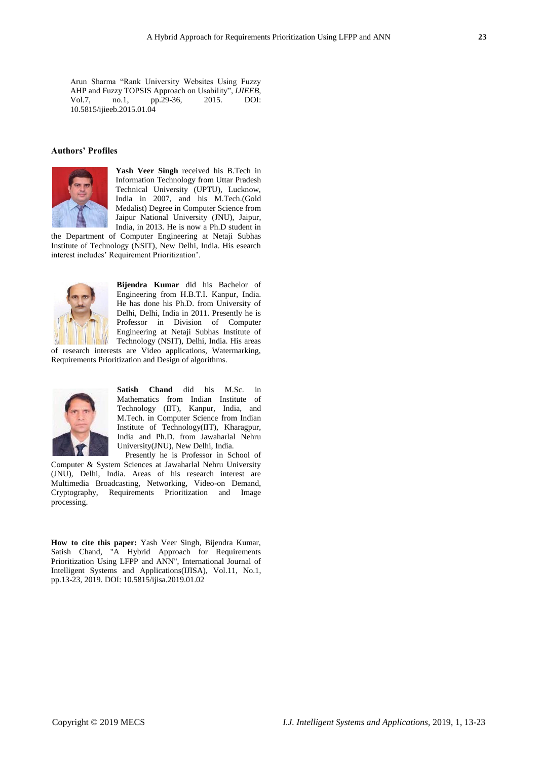Arun Sharma "Rank University Websites Using Fuzzy AHP and Fuzzy TOPSIS Approach on Usability", *IJIEEB*, Vol.7, no.1, pp.29-36, 2015. DOI: 10.5815/ijieeb.2015.01.04

## Authors' Profiles

**Yash Veer Singh** received his B.Tech in Information Technology from Uttar Pradesh Technical University (UPTU), Lucknow, India in 2007, and his M.Tech.(Gold Medalist) Degree in Computer Science from Jaipur National University (JNU), Jaipur, India, in 2013. He is now a Ph.D student in the Department of Computer Engineering at Netaji Subhas Institute of Technology (NSIT), New Delhi, India. His esearch interest includes' Requirement Prioritization'.

**Bijendra Kumar** did his Bachelor of Engineering from H.B.T.I. Kanpur, India. He has done his Ph.D. from University of Delhi, Delhi, India in 2011. Presently he is Professor in Division of Computer Engineering at Netaji Subhas Institute of Technology (NSIT), Delhi, India. His areas of research interests are Video applications, Watermarking, Requirements Prioritization and Design of algorithms.

**Satish Chand** did his M.Sc. in Mathematics from Indian Institute of Technology (IIT), Kanpur, India, and M.Tech. in Computer Science from Indian Institute of Technology(IIT), Kharagpur, India and Ph.D. from Jawaharlal Nehru University(JNU), New Delhi, India. Presently he is Professor in School of Computer & System Sciences at Jawaharlal Nehru University (JNU), Delhi, India. Areas of his research interest are Multimedia Broadcasting, Networking, Video-on Demand, Cryptography, Requirements Prioritization and Image processing.

**How to cite this paper:** Yash Veer Singh, Bijendra Kumar, Satish Chand, "A Hybrid Approach for Requirements Prioritization Using LFPP and ANN", International Journal of Intelligent Systems and Applications(IJISA), Vol.11, No.1, pp.13-23, 2019. DOI: 10.5815/ijisa.2019.01.02